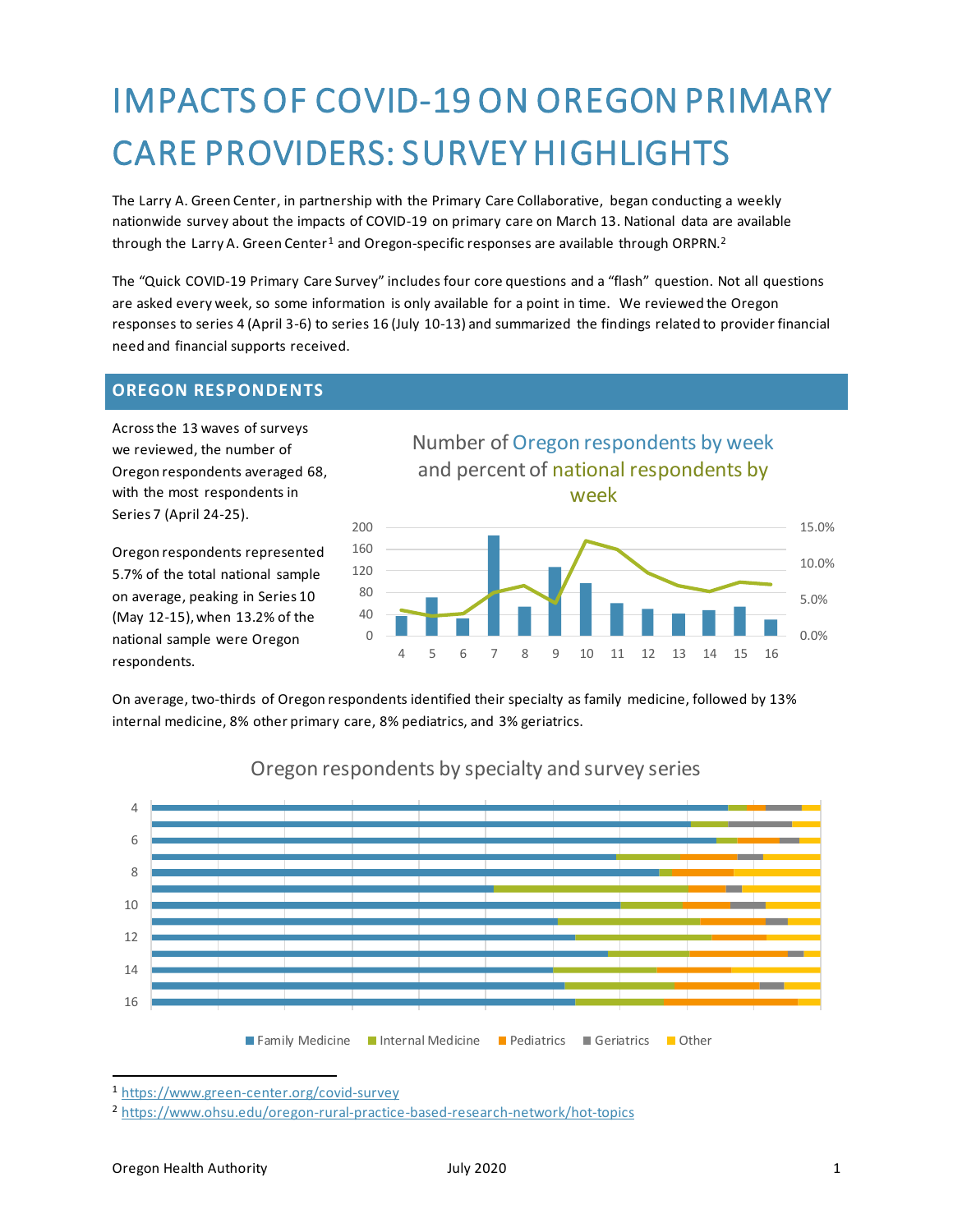# IMPACTS OF COVID-19 ON OREGON PRIMARY CARE PROVIDERS: SURVEY HIGHLIGHTS

The Larry A. Green Center, in partnership with the Primary Care Collaborative, began conducting a weekly nationwide survey about the impacts of COVID-19 on primary care on March 13. National data are available through the Larry A. Green Center[1] and Oregon-specific responses are available through ORPRN.[2]

The "Quick COVID-19 Primary Care Survey" includes four core questions and a "flash" question. Not all questions are asked every week, so some information is only available for a point in time. We reviewed the Oregon responses to series 4 (April 3-6) to series 16 (July 10-13) and summarized the findings related to provider financial need and financial supports received.

## OREGON RESPONDENTS

Across the 13 waves of surveys we reviewed, the number of Oregon respondents averaged 68, with the most respondents in Series 7 (April 24-25).

Oregon respondents represented 5.7% of the total national sample on average, peaking in Series 10 (May 12-15), when 13.2% of the national sample were Oregon respondents.

Number of Oregon respondents by week and percent of national respondents by week

On average, two-thirds of Oregon respondents identified their specialty as family medicine, followed by 13% internal medicine, 8% other primary care, 8% pediatrics, and 3% geriatrics.

Oregon respondents by specialty and survey series

---

[1] https://www.green-center.org/covid-survey

[2] https://www.ohsu.edu/oregon-rural-practice-based-research-network/hot-topics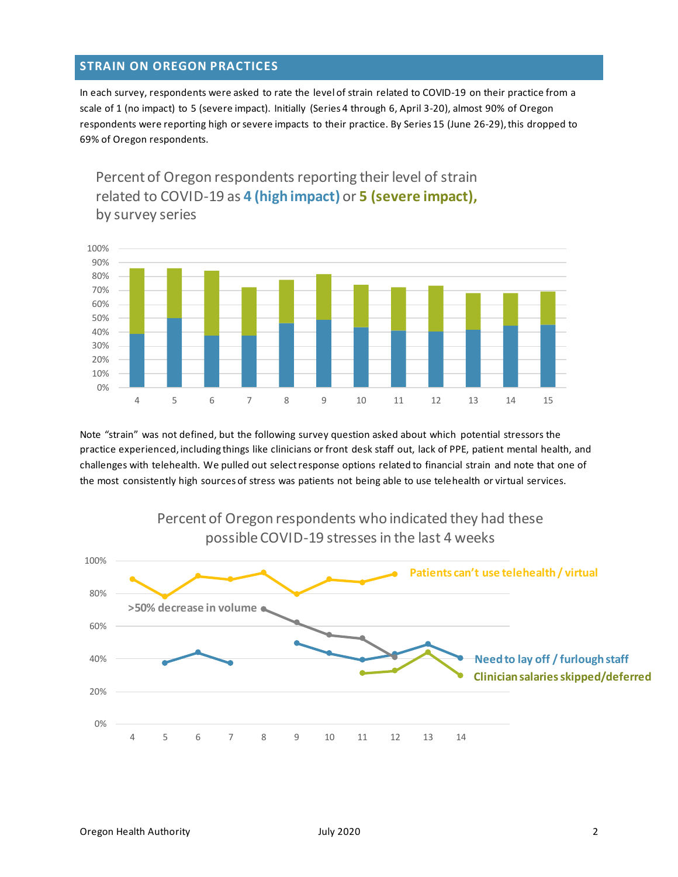## STRAIN ON OREGON PRACTICES

In each survey, respondents were asked to rate the level of strain related to COVID-19 on their practice from a scale of 1 (no impact) to 5 (severe impact). Initially (Series 4 through 6, April 3-20), almost 90% of Oregon respondents were reporting high or severe impacts to their practice. By Series 15 (June 26-29), this dropped to 69% of Oregon respondents.

Percent of Oregon respondents reporting their level of strain related to COVID-19 as **4 (high impact)** or **5 (severe impact),** by survey series

Note "strain" was not defined, but the following survey question asked about which potential stressors the practice experienced, including things like clinicians or front desk staff out, lack of PPE, patient mental health, and challenges with telehealth. We pulled out select response options related to financial strain and note that one of the most consistently high sources of stress was patients not being able to use telehealth or virtual services.

Percent of Oregon respondents who indicated they had these possible COVID-19 stresses in the last 4 weeks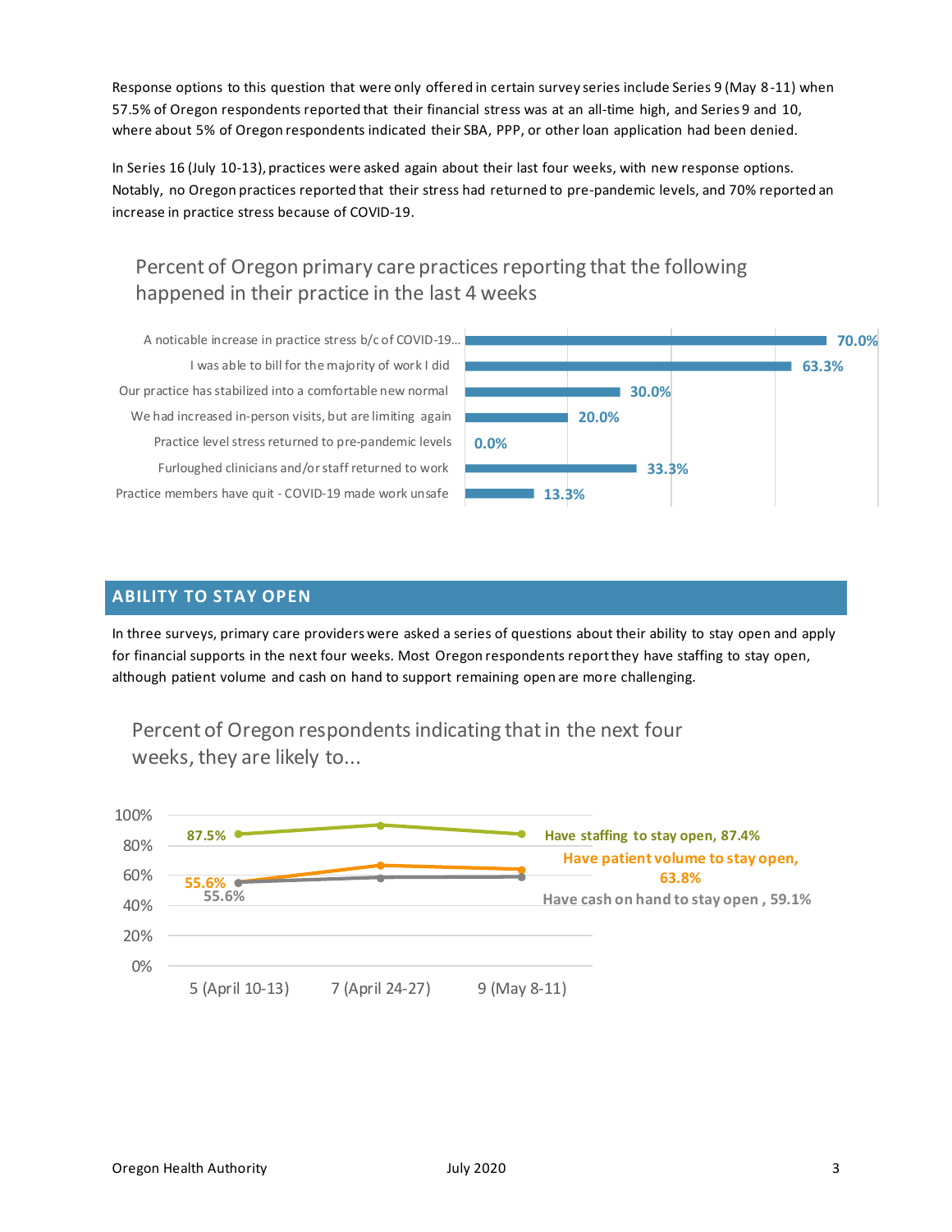Response options to this question that were only offered in certain survey series include Series 9 (May 8-11) when 57.5% of Oregon respondents reported that their financial stress was at an all-time high, and Series 9 and 10, where about 5% of Oregon respondents indicated their SBA, PPP, or other loan application had been denied.

In Series 16 (July 10-13), practices were asked again about their last four weeks, with new response options. Notably, no Oregon practices reported that their stress had returned to pre-pandemic levels, and 70% reported an increase in practice stress because of COVID-19.

### Percent of Oregon primary care practices reporting that the following happened in their practice in the last 4 weeks

| Item | Percent |
|---|---|
| A noticable increase in practice stress b/c of COVID-19... | 70.0% |
| I was able to bill for the majority of work I did | 63.3% |
| Our practice has stabilized into a comfortable new normal | 30.0% |
| We had increased in-person visits, but are limiting again | 20.0% |
| Practice level stress returned to pre-pandemic levels | 0.0% |
| Furloughed clinicians and/or staff returned to work | 33.3% |
| Practice members have quit - COVID-19 made work unsafe | 13.3% |

## ABILITY TO STAY OPEN

In three surveys, primary care providers were asked a series of questions about their ability to stay open and apply for financial supports in the next four weeks. Most Oregon respondents report they have staffing to stay open, although patient volume and cash on hand to support remaining open are more challenging.

### Percent of Oregon respondents indicating that in the next four weeks, they are likely to...

| Series | Have staffing to stay open | Have patient volume to stay open | Have cash on hand to stay open |
|---|---|---|---|
| 5 (April 10-13) | 87.5% | 55.6% | 55.6% |
| 7 (April 24-27) | | | |
| 9 (May 8-11) | 87.4% | 63.8% | 59.1% |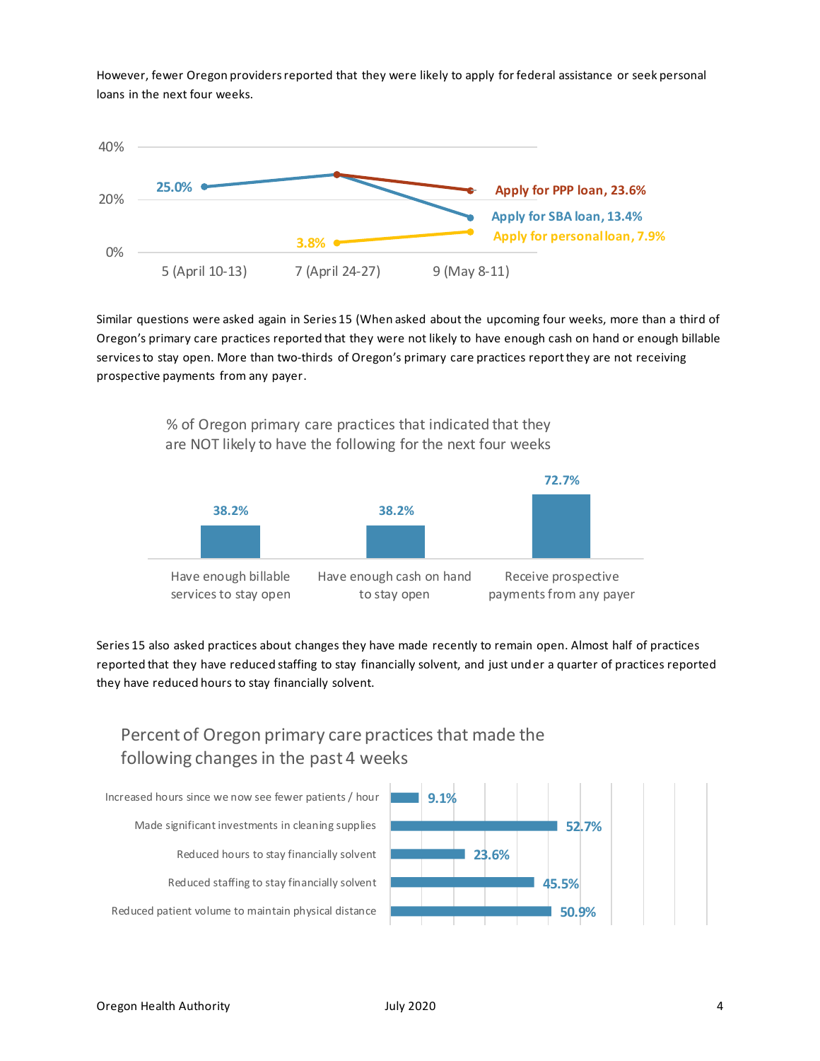However, fewer Oregon providers reported that they were likely to apply for federal assistance or seek personal loans in the next four weeks.

| Series | 5 (April 10-13) | 7 (April 24-27) | 9 (May 8-11) |
| --- | --- | --- | --- |
| Apply for PPP loan | | | 23.6% |
| Apply for SBA loan | 25.0% | | 13.4% |
| Apply for personal loan | | 3.8% | 7.9% |

Similar questions were asked again in Series 15 (When asked about the upcoming four weeks, more than a third of Oregon's primary care practices reported that they were not likely to have enough cash on hand or enough billable services to stay open. More than two-thirds of Oregon's primary care practices report they are not receiving prospective payments from any payer.

% of Oregon primary care practices that indicated that they are NOT likely to have the following for the next four weeks

| Item | % |
| --- | --- |
| Have enough billable services to stay open | 38.2% |
| Have enough cash on hand to stay open | 38.2% |
| Receive prospective payments from any payer | 72.7% |

Series 15 also asked practices about changes they have made recently to remain open. Almost half of practices reported that they have reduced staffing to stay financially solvent, and just under a quarter of practices reported they have reduced hours to stay financially solvent.

Percent of Oregon primary care practices that made the following changes in the past 4 weeks

| Change | % |
| --- | --- |
| Increased hours since we now see fewer patients / hour | 9.1% |
| Made significant investments in cleaning supplies | 52.7% |
| Reduced hours to stay financially solvent | 23.6% |
| Reduced staffing to stay financially solvent | 45.5% |
| Reduced patient volume to maintain physical distance | 50.9% |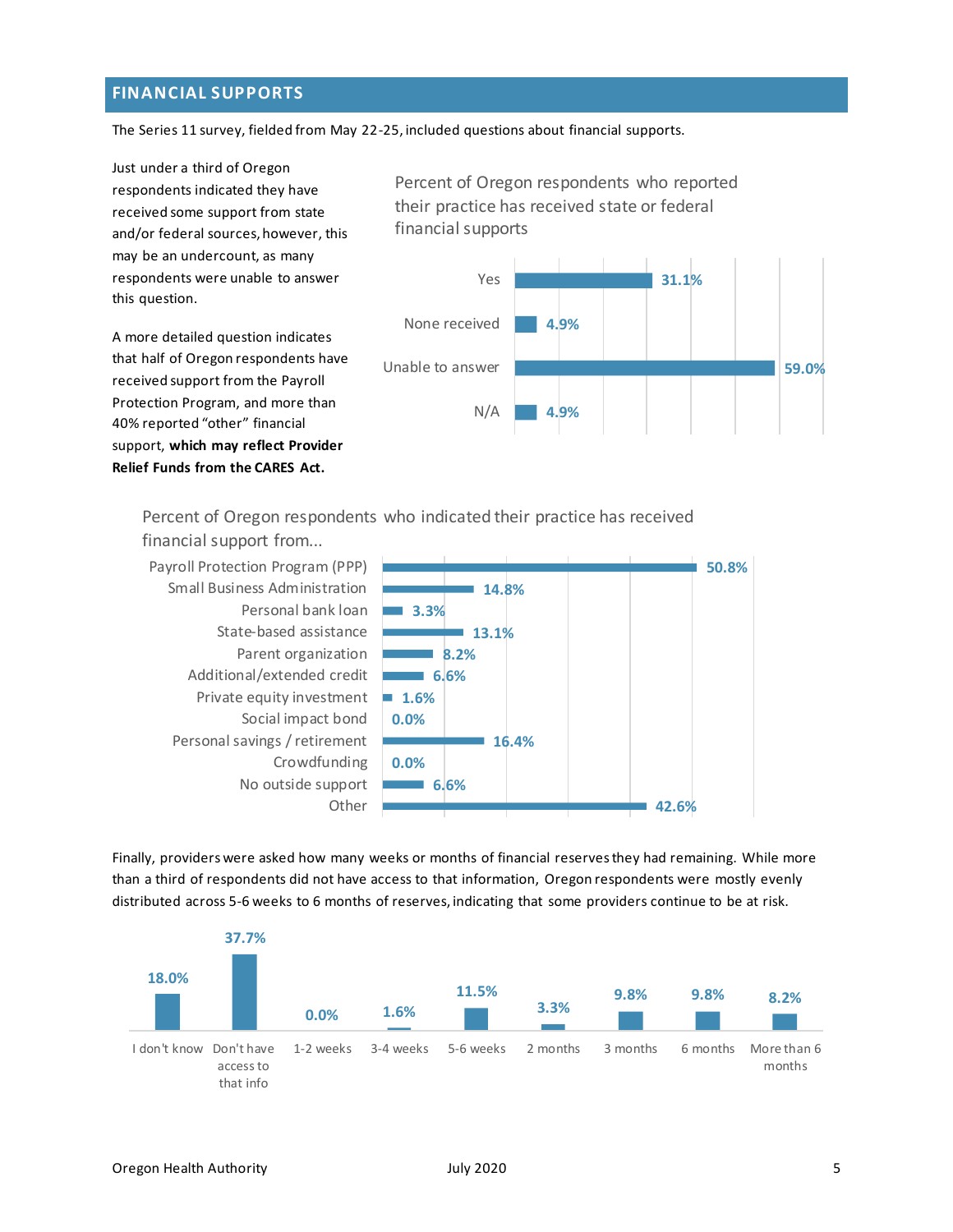## FINANCIAL SUPPORTS

The Series 11 survey, fielded from May 22-25, included questions about financial supports.

Just under a third of Oregon respondents indicated they have received some support from state and/or federal sources, however, this may be an undercount, as many respondents were unable to answer this question.

A more detailed question indicates that half of Oregon respondents have received support from the Payroll Protection Program, and more than 40% reported "other" financial support, **which may reflect Provider Relief Funds from the CARES Act.**

**Percent of Oregon respondents who reported their practice has received state or federal financial supports**

| Response | Percent |
|---|---|
| Yes | 31.1% |
| None received | 4.9% |
| Unable to answer | 59.0% |
| N/A | 4.9% |

**Percent of Oregon respondents who indicated their practice has received financial support from...**

| Source | Percent |
|---|---|
| Payroll Protection Program (PPP) | 50.8% |
| Small Business Administration | 14.8% |
| Personal bank loan | 3.3% |
| State-based assistance | 13.1% |
| Parent organization | 8.2% |
| Additional/extended credit | 6.6% |
| Private equity investment | 1.6% |
| Social impact bond | 0.0% |
| Personal savings / retirement | 16.4% |
| Crowdfunding | 0.0% |
| No outside support | 6.6% |
| Other | 42.6% |

Finally, providers were asked how many weeks or months of financial reserves they had remaining. While more than a third of respondents did not have access to that information, Oregon respondents were mostly evenly distributed across 5-6 weeks to 6 months of reserves, indicating that some providers continue to be at risk.

| Reserves remaining | Percent |
|---|---|
| I don't know | 18.0% |
| Don't have access to that info | 37.7% |
| 1-2 weeks | 0.0% |
| 3-4 weeks | 1.6% |
| 5-6 weeks | 11.5% |
| 2 months | 3.3% |
| 3 months | 9.8% |
| 6 months | 9.8% |
| More than 6 months | 8.2% |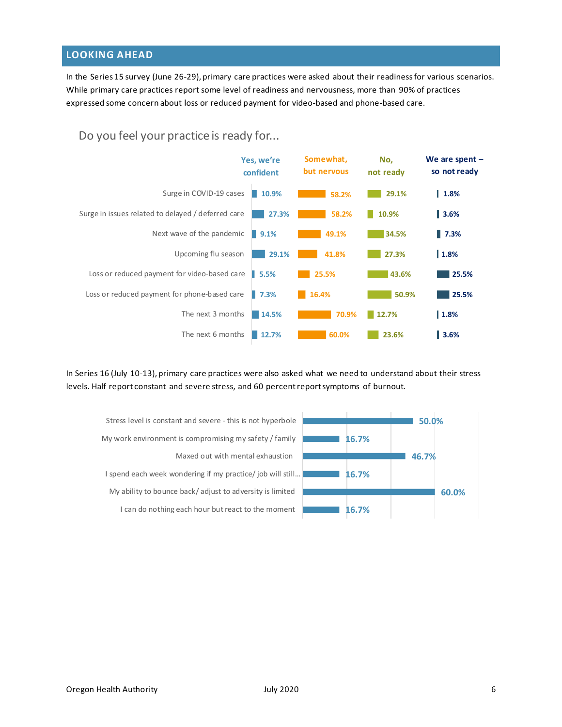## LOOKING AHEAD

In the Series 15 survey (June 26-29), primary care practices were asked about their readiness for various scenarios. While primary care practices report some level of readiness and nervousness, more than 90% of practices expressed some concern about loss or reduced payment for video-based and phone-based care.

Do you feel your practice is ready for...

Yes, we're confident
Somewhat, but nervous
No, not ready
We are spent – so not ready

Surge in COVID-19 cases 10.9% 58.2% 29.1% 1.8%
Surge in issues related to delayed / deferred care 27.3% 58.2% 10.9% 3.6%
Next wave of the pandemic 9.1% 49.1% 34.5% 7.3%
Upcoming flu season 29.1% 41.8% 27.3% 1.8%
Loss or reduced payment for video-based care 5.5% 25.5% 43.6% 25.5%
Loss or reduced payment for phone-based care 7.3% 16.4% 50.9% 25.5%
The next 3 months 14.5% 70.9% 12.7% 1.8%
The next 6 months 12.7% 60.0% 23.6% 3.6%

In Series 16 (July 10-13), primary care practices were also asked what we need to understand about their stress levels. Half report constant and severe stress, and 60 percent report symptoms of burnout.

Stress level is constant and severe - this is not hyperbole 50.0%
My work environment is compromising my safety / family 16.7%
Maxed out with mental exhaustion 46.7%
I spend each week wondering if my practice/ job will still... 16.7%
My ability to bounce back/ adjust to adversity is limited 60.0%
I can do nothing each hour but react to the moment 16.7%